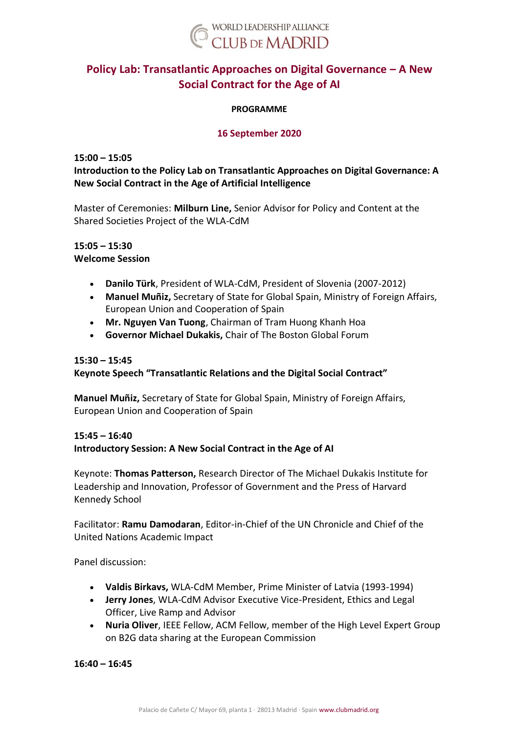WORLD LEADERSHIP ALLIANCE
CLUB DE MADRID

# Policy Lab: Transatlantic Approaches on Digital Governance – A New Social Contract for the Age of AI

**PROGRAMME**

## 16 September 2020

**15:00 – 15:05**
**Introduction to the Policy Lab on Transatlantic Approaches on Digital Governance: A New Social Contract in the Age of Artificial Intelligence**

Master of Ceremonies: **Milburn Line,** Senior Advisor for Policy and Content at the Shared Societies Project of the WLA-CdM

**15:05 – 15:30**
**Welcome Session**

- **Danilo Türk**, President of WLA-CdM, President of Slovenia (2007-2012)
- **Manuel Muñiz,** Secretary of State for Global Spain, Ministry of Foreign Affairs, European Union and Cooperation of Spain
- **Mr. Nguyen Van Tuong**, Chairman of Tram Huong Khanh Hoa
- **Governor Michael Dukakis,** Chair of The Boston Global Forum

**15:30 – 15:45**
**Keynote Speech "Transatlantic Relations and the Digital Social Contract"**

**Manuel Muñiz,** Secretary of State for Global Spain, Ministry of Foreign Affairs, European Union and Cooperation of Spain

**15:45 – 16:40**
**Introductory Session: A New Social Contract in the Age of AI**

Keynote: **Thomas Patterson,** Research Director of The Michael Dukakis Institute for Leadership and Innovation, Professor of Government and the Press of Harvard Kennedy School

Facilitator: **Ramu Damodaran**, Editor-in-Chief of the UN Chronicle and Chief of the United Nations Academic Impact

Panel discussion:

- **Valdis Birkavs,** WLA-CdM Member, Prime Minister of Latvia (1993-1994)
- **Jerry Jones**, WLA-CdM Advisor Executive Vice-President, Ethics and Legal Officer, Live Ramp and Advisor
- **Nuria Oliver**, IEEE Fellow, ACM Fellow, member of the High Level Expert Group on B2G data sharing at the European Commission

**16:40 – 16:45**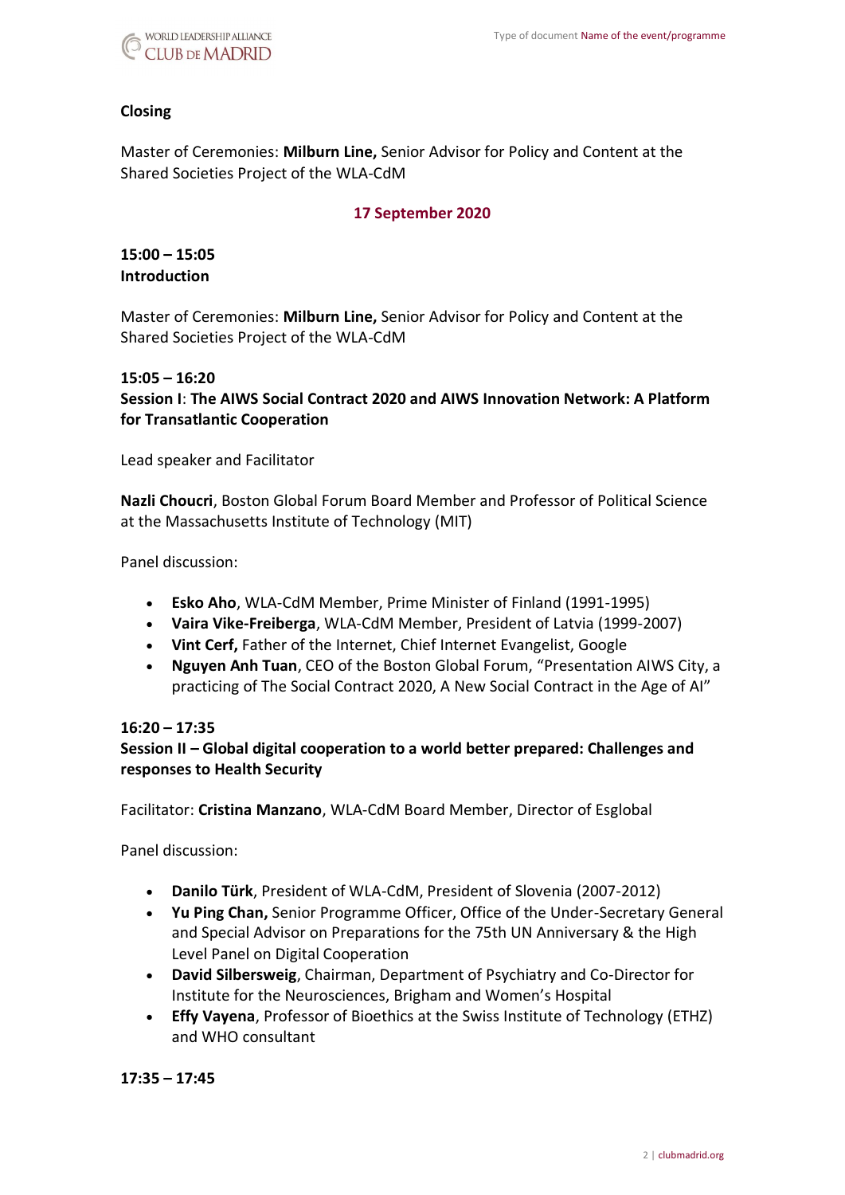**Closing**

Master of Ceremonies: **Milburn Line,** Senior Advisor for Policy and Content at the Shared Societies Project of the WLA-CdM

## 17 September 2020

**15:00 – 15:05**
**Introduction**

Master of Ceremonies: **Milburn Line,** Senior Advisor for Policy and Content at the Shared Societies Project of the WLA-CdM

**15:05 – 16:20**
**Session I**: **The AIWS Social Contract 2020 and AIWS Innovation Network: A Platform for Transatlantic Cooperation**

Lead speaker and Facilitator

**Nazli Choucri**, Boston Global Forum Board Member and Professor of Political Science at the Massachusetts Institute of Technology (MIT)

Panel discussion:

- **Esko Aho**, WLA-CdM Member, Prime Minister of Finland (1991-1995)
- **Vaira Vike-Freiberga**, WLA-CdM Member, President of Latvia (1999-2007)
- **Vint Cerf,** Father of the Internet, Chief Internet Evangelist, Google
- **Nguyen Anh Tuan**, CEO of the Boston Global Forum, "Presentation AIWS City, a practicing of The Social Contract 2020, A New Social Contract in the Age of AI"

**16:20 – 17:35**
**Session II – Global digital cooperation to a world better prepared: Challenges and responses to Health Security**

Facilitator: **Cristina Manzano**, WLA-CdM Board Member, Director of Esglobal

Panel discussion:

- **Danilo Türk**, President of WLA-CdM, President of Slovenia (2007-2012)
- **Yu Ping Chan,** Senior Programme Officer, Office of the Under-Secretary General and Special Advisor on Preparations for the 75th UN Anniversary & the High Level Panel on Digital Cooperation
- **David Silbersweig**, Chairman, Department of Psychiatry and Co-Director for Institute for the Neurosciences, Brigham and Women's Hospital
- **Effy Vayena**, Professor of Bioethics at the Swiss Institute of Technology (ETHZ) and WHO consultant

**17:35 – 17:45**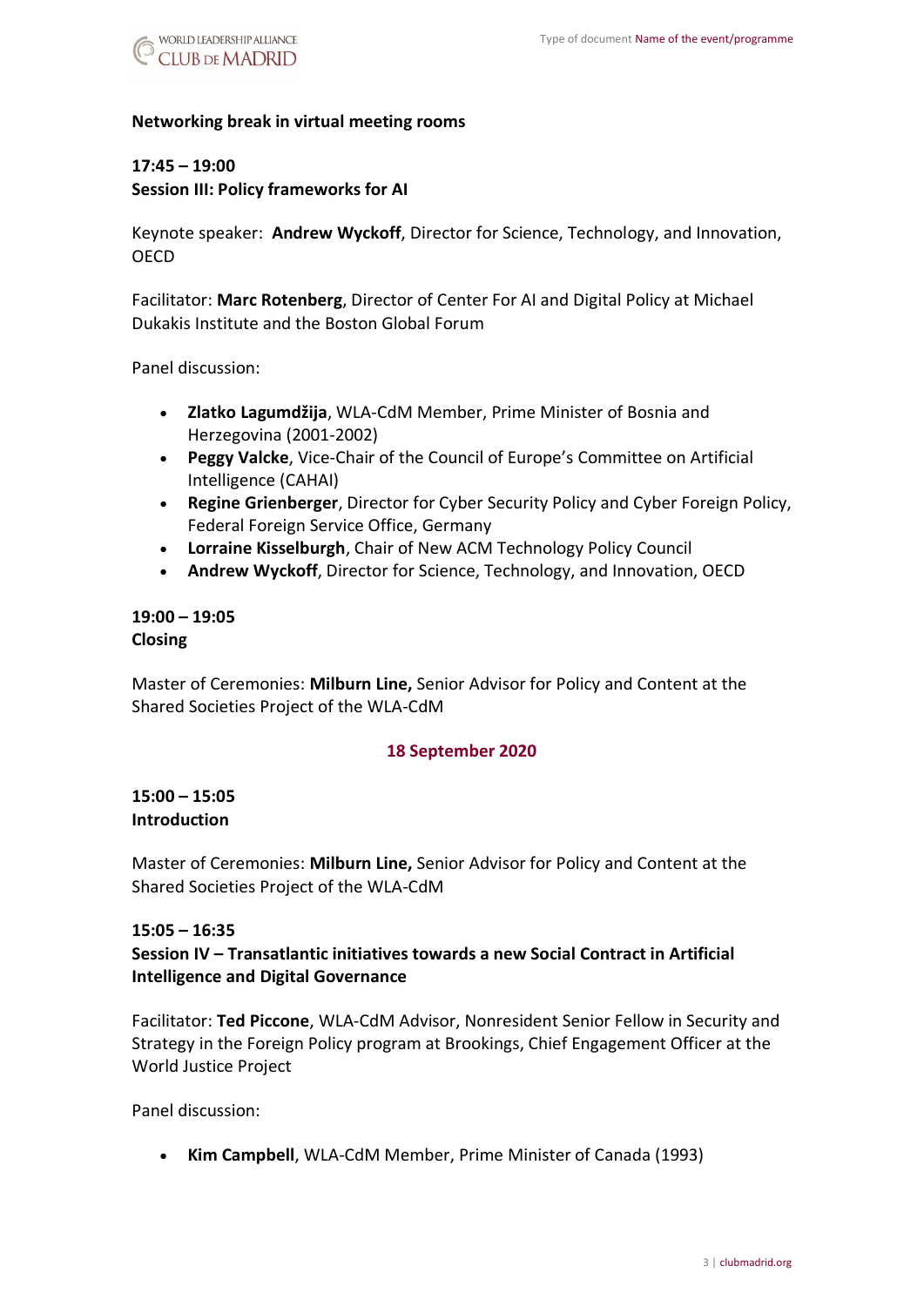**Networking break in virtual meeting rooms**

**17:45 – 19:00**
**Session III: Policy frameworks for AI**

Keynote speaker: **Andrew Wyckoff**, Director for Science, Technology, and Innovation, OECD

Facilitator: **Marc Rotenberg**, Director of Center For AI and Digital Policy at Michael Dukakis Institute and the Boston Global Forum

Panel discussion:

- **Zlatko Lagumdžija**, WLA-CdM Member, Prime Minister of Bosnia and Herzegovina (2001-2002)
- **Peggy Valcke**, Vice-Chair of the Council of Europe's Committee on Artificial Intelligence (CAHAI)
- **Regine Grienberger**, Director for Cyber Security Policy and Cyber Foreign Policy, Federal Foreign Service Office, Germany
- **Lorraine Kisselburgh**, Chair of New ACM Technology Policy Council
- **Andrew Wyckoff**, Director for Science, Technology, and Innovation, OECD

**19:00 – 19:05**
**Closing**

Master of Ceremonies: **Milburn Line,** Senior Advisor for Policy and Content at the Shared Societies Project of the WLA-CdM

## 18 September 2020

**15:00 – 15:05**
**Introduction**

Master of Ceremonies: **Milburn Line,** Senior Advisor for Policy and Content at the Shared Societies Project of the WLA-CdM

**15:05 – 16:35**
**Session IV – Transatlantic initiatives towards a new Social Contract in Artificial Intelligence and Digital Governance**

Facilitator: **Ted Piccone**, WLA-CdM Advisor, Nonresident Senior Fellow in Security and Strategy in the Foreign Policy program at Brookings, Chief Engagement Officer at the World Justice Project

Panel discussion:

- **Kim Campbell**, WLA-CdM Member, Prime Minister of Canada (1993)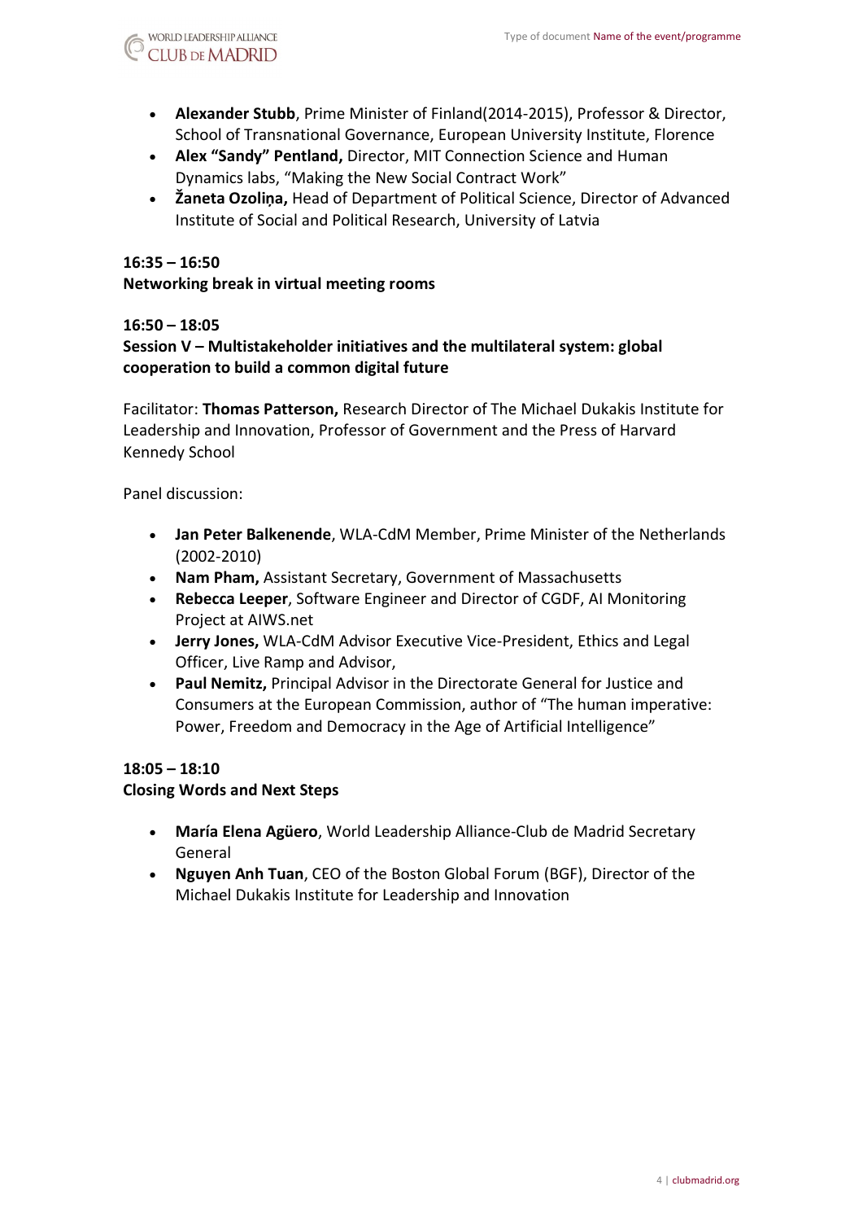- **Alexander Stubb**, Prime Minister of Finland(2014-2015), Professor & Director, School of Transnational Governance, European University Institute, Florence
- **Alex "Sandy" Pentland,** Director, MIT Connection Science and Human Dynamics labs, "Making the New Social Contract Work"
- **Žaneta Ozoliņa,** Head of Department of Political Science, Director of Advanced Institute of Social and Political Research, University of Latvia

**16:35 – 16:50**
**Networking break in virtual meeting rooms**

**16:50 – 18:05**
**Session V – Multistakeholder initiatives and the multilateral system: global cooperation to build a common digital future**

Facilitator: **Thomas Patterson,** Research Director of The Michael Dukakis Institute for Leadership and Innovation, Professor of Government and the Press of Harvard Kennedy School

Panel discussion:

- **Jan Peter Balkenende**, WLA-CdM Member, Prime Minister of the Netherlands (2002-2010)
- **Nam Pham,** Assistant Secretary, Government of Massachusetts
- **Rebecca Leeper**, Software Engineer and Director of CGDF, AI Monitoring Project at AIWS.net
- **Jerry Jones,** WLA-CdM Advisor Executive Vice-President, Ethics and Legal Officer, Live Ramp and Advisor,
- **Paul Nemitz,** Principal Advisor in the Directorate General for Justice and Consumers at the European Commission, author of "The human imperative: Power, Freedom and Democracy in the Age of Artificial Intelligence"

**18:05 – 18:10**
**Closing Words and Next Steps**

- **María Elena Agüero**, World Leadership Alliance-Club de Madrid Secretary General
- **Nguyen Anh Tuan**, CEO of the Boston Global Forum (BGF), Director of the Michael Dukakis Institute for Leadership and Innovation